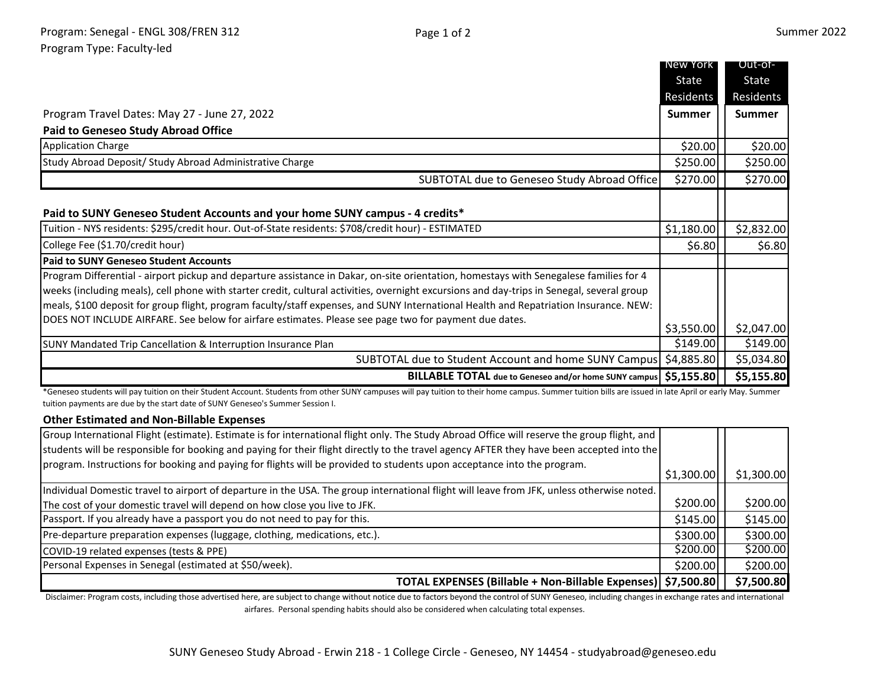Program: Senegal - ENGL 308/FREN 312

Program Type: Faculty-led

Summer 2022

| | New York State Residents | Out-of-State Residents |
|---|---|---|
| Program Travel Dates: May 27 - June 27, 2022 | **Summer** | **Summer** |
| **Paid to Geneseo Study Abroad Office** | | |
| Application Charge | $20.00 | $20.00 |
| Study Abroad Deposit/ Study Abroad Administrative Charge | $250.00 | $250.00 |
| SUBTOTAL due to Geneseo Study Abroad Office | $270.00 | $270.00 |
| **Paid to SUNY Geneseo Student Accounts and your home SUNY campus - 4 credits*** | | |
| Tuition - NYS residents: $295/credit hour. Out-of-State residents: $708/credit hour) - ESTIMATED | $1,180.00 | $2,832.00 |
| College Fee ($1.70/credit hour) | $6.80 | $6.80 |
| **Paid to SUNY Geneseo Student Accounts** | | |
| Program Differential - airport pickup and departure assistance in Dakar, on-site orientation, homestays with Senegalese families for 4 weeks (including meals), cell phone with starter credit, cultural activities, overnight excursions and day-trips in Senegal, several group meals, $100 deposit for group flight, program faculty/staff expenses, and SUNY International Health and Repatriation Insurance. NEW: DOES NOT INCLUDE AIRFARE. See below for airfare estimates. Please see page two for payment due dates. | $3,550.00 | $2,047.00 |
| SUNY Mandated Trip Cancellation & Interruption Insurance Plan | $149.00 | $149.00 |
| SUBTOTAL due to Student Account and home SUNY Campus | $4,885.80 | $5,034.80 |
| **BILLABLE TOTAL due to Geneseo and/or home SUNY campus** | **$5,155.80** | **$5,155.80** |

*Geneseo students will pay tuition on their Student Account. Students from other SUNY campuses will pay tuition to their home campus. Summer tuition bills are issued in late April or early May. Summer tuition payments are due by the start date of SUNY Geneseo's Summer Session I.

| **Other Estimated and Non-Billable Expenses** | | |
|---|---|---|
| Group International Flight (estimate). Estimate is for international flight only. The Study Abroad Office will reserve the group flight, and students will be responsible for booking and paying for their flight directly to the travel agency AFTER they have been accepted into the program. Instructions for booking and paying for flights will be provided to students upon acceptance into the program. | $1,300.00 | $1,300.00 |
| Individual Domestic travel to airport of departure in the USA. The group international flight will leave from JFK, unless otherwise noted. The cost of your domestic travel will depend on how close you live to JFK. | $200.00 | $200.00 |
| Passport. If you already have a passport you do not need to pay for this. | $145.00 | $145.00 |
| Pre-departure preparation expenses (luggage, clothing, medications, etc.). | $300.00 | $300.00 |
| COVID-19 related expenses (tests & PPE) | $200.00 | $200.00 |
| Personal Expenses in Senegal (estimated at $50/week). | $200.00 | $200.00 |
| **TOTAL EXPENSES (Billable + Non-Billable Expenses)** | **$7,500.80** | **$7,500.80** |

Disclaimer: Program costs, including those advertised here, are subject to change without notice due to factors beyond the control of SUNY Geneseo, including changes in exchange rates and international airfares. Personal spending habits should also be considered when calculating total expenses.

SUNY Geneseo Study Abroad - Erwin 218 - 1 College Circle - Geneseo, NY 14454 - studyabroad@geneseo.edu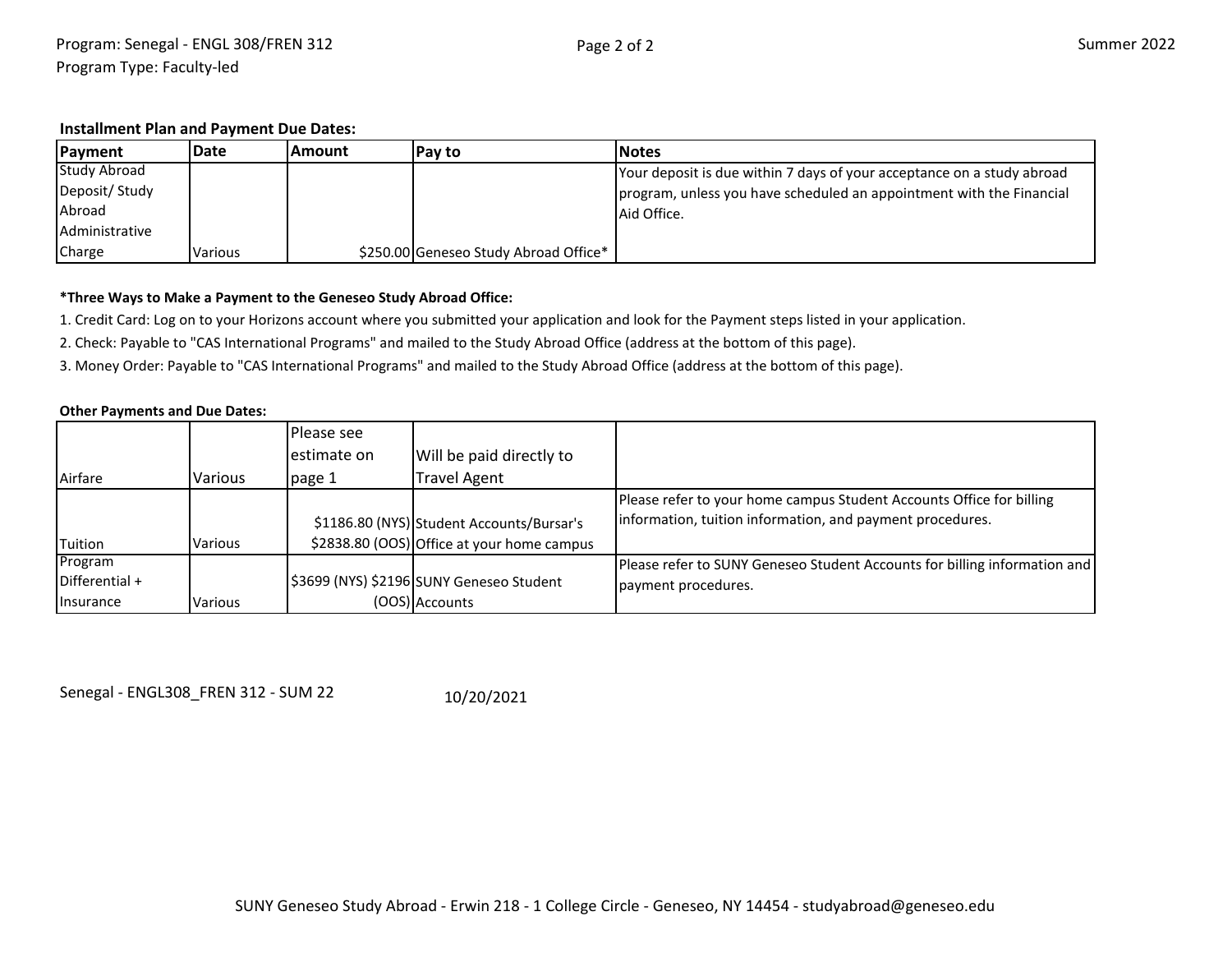**Installment Plan and Payment Due Dates:**

| Payment | Date | Amount | Pay to | Notes |
|---|---|---|---|---|
| Study Abroad Deposit/ Study Abroad Administrative Charge | Various | $250.00 | Geneseo Study Abroad Office* | Your deposit is due within 7 days of your acceptance on a study abroad program, unless you have scheduled an appointment with the Financial Aid Office. |

**\*Three Ways to Make a Payment to the Geneseo Study Abroad Office:**

1. Credit Card: Log on to your Horizons account where you submitted your application and look for the Payment steps listed in your application.
2. Check: Payable to "CAS International Programs" and mailed to the Study Abroad Office (address at the bottom of this page).
3. Money Order: Payable to "CAS International Programs" and mailed to the Study Abroad Office (address at the bottom of this page).

**Other Payments and Due Dates:**

| | | | | |
|---|---|---|---|---|
| Airfare | Various | Please see estimate on page 1 | Will be paid directly to Travel Agent | |
| Tuition | Various | $1186.80 (NYS) $2838.80 (OOS) | Student Accounts/Bursar's Office at your home campus | Please refer to your home campus Student Accounts Office for billing information, tuition information, and payment procedures. |
| Program Differential + Insurance | Various | $3699 (NYS) $2196 (OOS) | SUNY Geneseo Student Accounts | Please refer to SUNY Geneseo Student Accounts for billing information and payment procedures. |

Senegal - ENGL308_FREN 312 - SUM 22 10/20/2021

SUNY Geneseo Study Abroad - Erwin 218 - 1 College Circle - Geneseo, NY 14454 - studyabroad@geneseo.edu